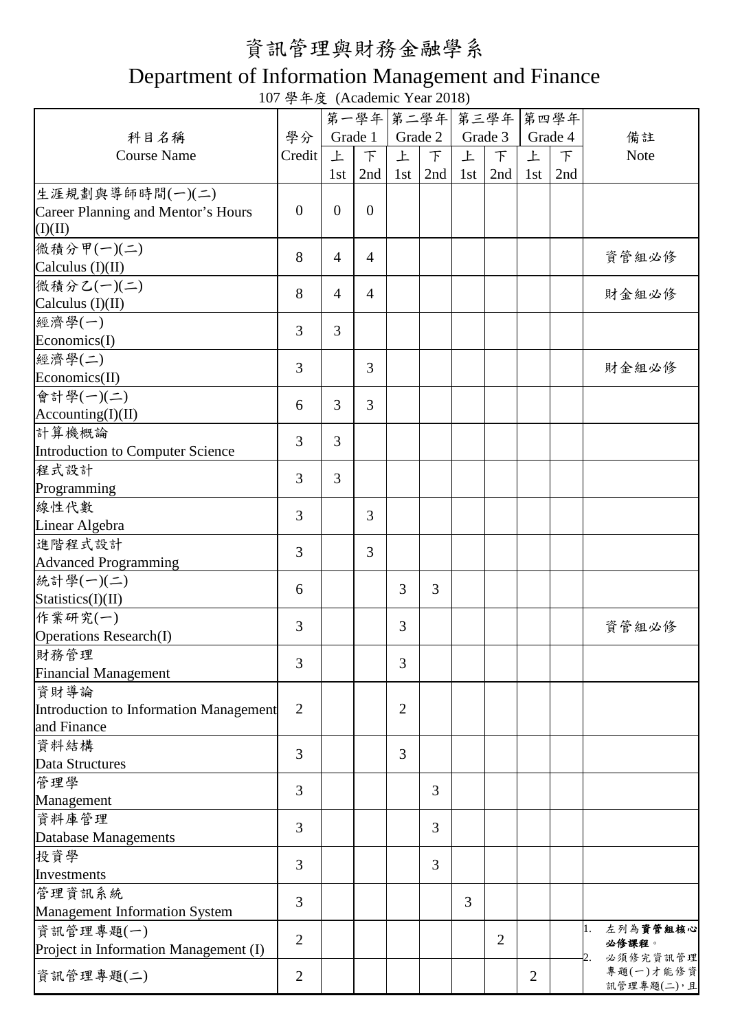# 資訊管理與財務金融學系

## Department of Information Management and Finance

107 學年度 (Academic Year 2018)

| 科目名稱<br>Course Name | 學分<br>Credit | 第一學年<br>Grade 1<br>上<br>1st | 第一學年<br>Grade 1<br>下<br>2nd | 第二學年<br>Grade 2<br>上<br>1st | 第二學年<br>Grade 2<br>下<br>2nd | 第三學年<br>Grade 3<br>上<br>1st | 第三學年<br>Grade 3<br>下<br>2nd | 第四學年<br>Grade 4<br>上<br>1st | 第四學年<br>Grade 4<br>下<br>2nd | 備註<br>Note |
|---|---|---|---|---|---|---|---|---|---|---|
| 生涯規劃與導師時間(一)(二)<br>Career Planning and Mentor's Hours (I)(II) | 0 | 0 | 0 | | | | | | | |
| 微積分甲(一)(二)<br>Calculus (I)(II) | 8 | 4 | 4 | | | | | | | 資管組必修 |
| 微積分乙(一)(二)<br>Calculus (I)(II) | 8 | 4 | 4 | | | | | | | 財金組必修 |
| 經濟學(一)<br>Economics(I) | 3 | 3 | | | | | | | | |
| 經濟學(二)<br>Economics(II) | 3 | | 3 | | | | | | | 財金組必修 |
| 會計學(一)(二)<br>Accounting(I)(II) | 6 | 3 | 3 | | | | | | | |
| 計算機概論<br>Introduction to Computer Science | 3 | 3 | | | | | | | | |
| 程式設計<br>Programming | 3 | 3 | | | | | | | | |
| 線性代數<br>Linear Algebra | 3 | | 3 | | | | | | | |
| 進階程式設計<br>Advanced Programming | 3 | | 3 | | | | | | | |
| 統計學(一)(二)<br>Statistics(I)(II) | 6 | | | 3 | 3 | | | | | |
| 作業研究(一)<br>Operations Research(I) | 3 | | | 3 | | | | | | 資管組必修 |
| 財務管理<br>Financial Management | 3 | | | 3 | | | | | | |
| 資財導論<br>Introduction to Information Management and Finance | 2 | | | 2 | | | | | | |
| 資料結構<br>Data Structures | 3 | | | 3 | | | | | | |
| 管理學<br>Management | 3 | | | | 3 | | | | | |
| 資料庫管理<br>Database Managements | 3 | | | | 3 | | | | | |
| 投資學<br>Investments | 3 | | | | 3 | | | | | |
| 管理資訊系統<br>Management Information System | 3 | | | | | 3 | | | | |
| 資訊管理專題(一)<br>Project in Information Management (I) | 2 | | | | | | 2 | | | 1. 左列為**資管組核心必修課程**。<br>2. 必須修完資訊管理專題(一)才能修資訊管理專題(二)，且 |
| 資訊管理專題(二) | 2 | | | | | | | 2 | | |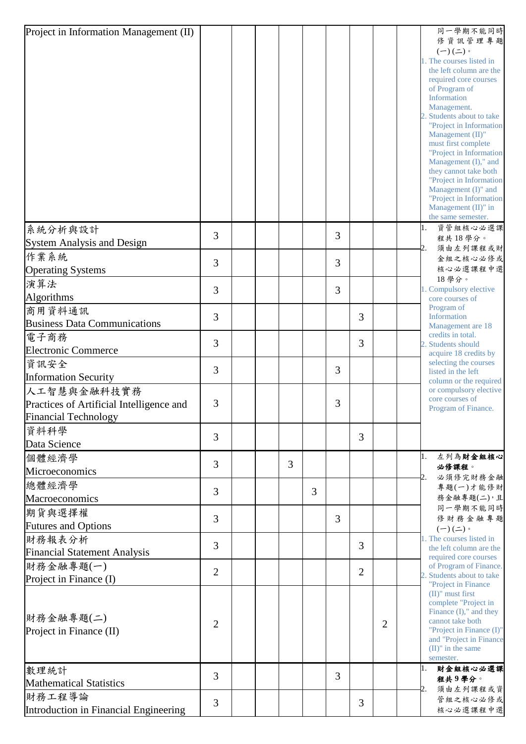| | | | | | | | | | | |
|---|---|---|---|---|---|---|---|---|---|---|
| Project in Information Management (II) | | | | | | | | | | 同一學期不能同時修資訊管理專題(一)(二)。<br>1. The courses listed in the left column are the required core courses of Program of Information Management.<br>2. Students about to take "Project in Information Management (II)" must first complete "Project in Information Management (I)," and they cannot take both "Project in Information Management (I)" and "Project in Information Management (II)" in the same semester. |
| 系統分析與設計<br>System Analysis and Design | 3 | | | | | 3 | | | | 1. 資管組核心必選課程共18學分。<br>2. 須由左列課程或財金組之核心必修或核心必選課程中選18學分。<br>1. Compulsory elective core courses of Program of Information Management are 18 credits in total.<br>2. Students should acquire 18 credits by selecting the courses listed in the left column or the required or compulsory elective core courses of Program of Finance. |
| 作業系統<br>Operating Systems | 3 | | | | | 3 | | | | |
| 演算法<br>Algorithms | 3 | | | | | 3 | | | | |
| 商用資料通訊<br>Business Data Communications | 3 | | | | | | 3 | | | |
| 電子商務<br>Electronic Commerce | 3 | | | | | | 3 | | | |
| 資訊安全<br>Information Security | 3 | | | | | 3 | | | | |
| 人工智慧與金融科技實務<br>Practices of Artificial Intelligence and Financial Technology | 3 | | | | | 3 | | | | |
| 資料科學<br>Data Science | 3 | | | | | | 3 | | | |
| 個體經濟學<br>Microeconomics | 3 | | | 3 | | | | | | 1. 左列為**財金組核心必修課程**。<br>2. 必須修完財務金融專題(一)才能修財務金融專題(二)，且同一學期不能同時修財務金融專題(一)(二)。<br>1. The courses listed in the left column are the required core courses of Program of Finance.<br>2. Students about to take "Project in Finance (II)" must first complete "Project in Finance (I)," and they cannot take both "Project in Finance (I)" and "Project in Finance (II)" in the same semester. |
| 總體經濟學<br>Macroeconomics | 3 | | | | 3 | | | | | |
| 期貨與選擇權<br>Futures and Options | 3 | | | | | 3 | | | | |
| 財務報表分析<br>Financial Statement Analysis | 3 | | | | | | 3 | | | |
| 財務金融專題(一)<br>Project in Finance (I) | 2 | | | | | | 2 | | | |
| 財務金融專題(二)<br>Project in Finance (II) | 2 | | | | | | | 2 | | |
| 數理統計<br>Mathematical Statistics | 3 | | | | | 3 | | | | 1. **財金組核心必選課程共9學分**。<br>2. 須由左列課程或資管組之核心必修或核心必選課程中選 |
| 財務工程導論<br>Introduction in Financial Engineering | 3 | | | | | | 3 | | | |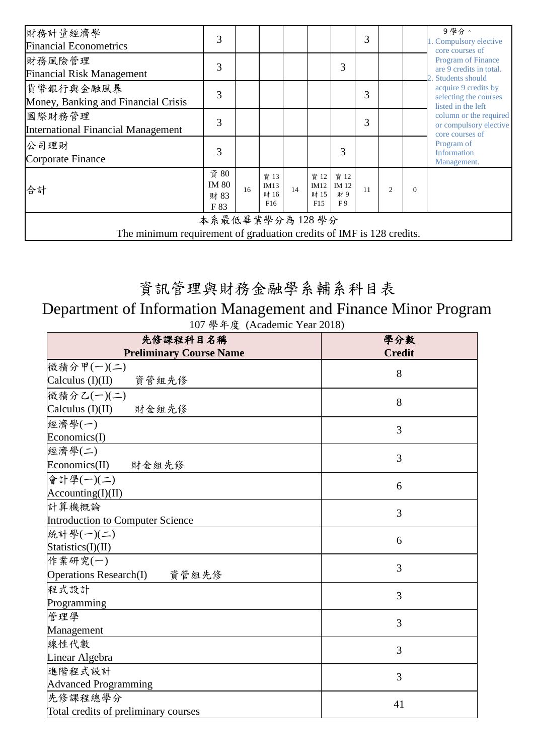| | | | | | | | | | | |
|---|---|---|---|---|---|---|---|---|---|---|
| 財務計量經濟學<br>Financial Econometrics | 3 | | | | | | 3 | | | 9學分。<br>1. Compulsory elective core courses of Program of Finance are 9 credits in total.<br>2. Students should acquire 9 credits by selecting the courses listed in the left column or the required or compulsory elective core courses of Program of Information Management. |
| 財務風險管理<br>Financial Risk Management | 3 | | | | | 3 | | | | |
| 貨幣銀行與金融風暴<br>Money, Banking and Financial Crisis | 3 | | | | | | 3 | | | |
| 國際財務管理<br>International Financial Management | 3 | | | | | | 3 | | | |
| 公司理財<br>Corporate Finance | 3 | | | | | 3 | | | | |
| 合計 | 資 80<br>IM 80<br>財 83<br>F 83 | 16 | 資 13<br>IM13<br>財 16<br>F16 | 14 | 資 12<br>IM12<br>財 15<br>F15 | 資 12<br>IM 12<br>財 9<br>F 9 | 11 | 2 | 0 | |
| 本系最低畢業學分為 128 學分<br>The minimum requirement of graduation credits of IMF is 128 credits. | | | | | | | | | | |

# 資訊管理與財務金融學系輔系科目表

## Department of Information Management and Finance Minor Program

107 學年度 (Academic Year 2018)

| 先修課程科目名稱<br>**Preliminary Course Name** | 學分數<br>**Credit** |
|---|---|
| 微積分甲(一)(二)<br>Calculus (I)(II)　資管組先修 | 8 |
| 微積分乙(一)(二)<br>Calculus (I)(II)　財金組先修 | 8 |
| 經濟學(一)<br>Economics(I) | 3 |
| 經濟學(二)<br>Economics(II)　財金組先修 | 3 |
| 會計學(一)(二)<br>Accounting(I)(II) | 6 |
| 計算機概論<br>Introduction to Computer Science | 3 |
| 統計學(一)(二)<br>Statistics(I)(II) | 6 |
| 作業研究(一)<br>Operations Research(I)　資管組先修 | 3 |
| 程式設計<br>Programming | 3 |
| 管理學<br>Management | 3 |
| 線性代數<br>Linear Algebra | 3 |
| 進階程式設計<br>Advanced Programming | 3 |
| 先修課程總學分<br>Total credits of preliminary courses | 41 |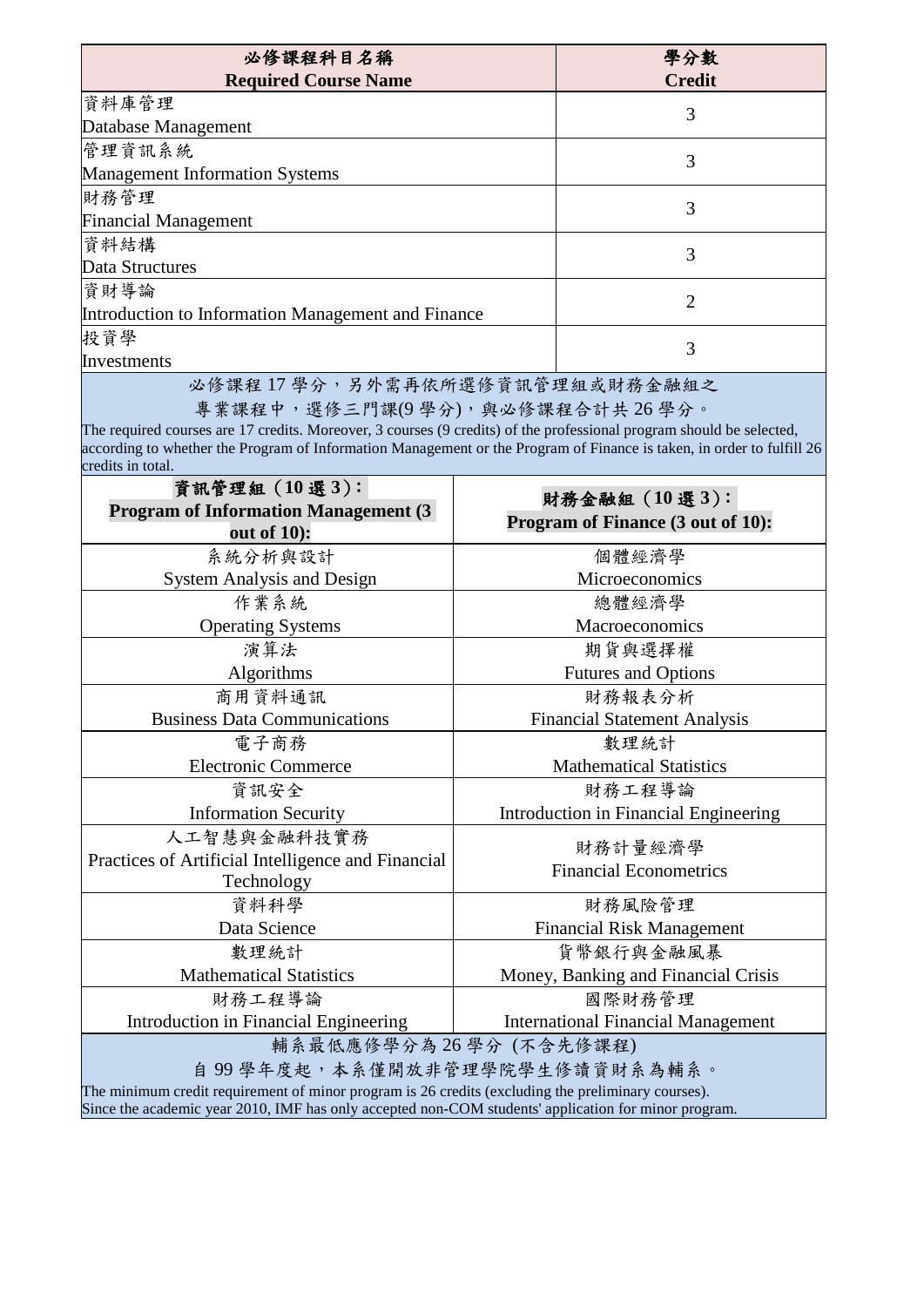| 必修課程科目名稱<br>**Required Course Name** | 學分數<br>**Credit** |
| --- | --- |
| 資料庫管理<br>Database Management | 3 |
| 管理資訊系統<br>Management Information Systems | 3 |
| 財務管理<br>Financial Management | 3 |
| 資料結構<br>Data Structures | 3 |
| 資財導論<br>Introduction to Information Management and Finance | 2 |
| 投資學<br>Investments | 3 |

必修課程 17 學分，另外需再依所選修資訊管理組或財務金融組之專業課程中，選修三門課(9 學分)，與必修課程合計共 26 學分。

The required courses are 17 credits. Moreover, 3 courses (9 credits) of the professional program should be selected, according to whether the Program of Information Management or the Program of Finance is taken, in order to fulfill 26 credits in total.

| **資訊管理組（10 選 3）：**<br>**Program of Information Management (3 out of 10):** | **財務金融組（10 選 3）：**<br>**Program of Finance (3 out of 10):** |
| --- | --- |
| 系統分析與設計<br>System Analysis and Design | 個體經濟學<br>Microeconomics |
| 作業系統<br>Operating Systems | 總體經濟學<br>Macroeconomics |
| 演算法<br>Algorithms | 期貨與選擇權<br>Futures and Options |
| 商用資料通訊<br>Business Data Communications | 財務報表分析<br>Financial Statement Analysis |
| 電子商務<br>Electronic Commerce | 數理統計<br>Mathematical Statistics |
| 資訊安全<br>Information Security | 財務工程導論<br>Introduction in Financial Engineering |
| 人工智慧與金融科技實務<br>Practices of Artificial Intelligence and Financial Technology | 財務計量經濟學<br>Financial Econometrics |
| 資料科學<br>Data Science | 財務風險管理<br>Financial Risk Management |
| 數理統計<br>Mathematical Statistics | 貨幣銀行與金融風暴<br>Money, Banking and Financial Crisis |
| 財務工程導論<br>Introduction in Financial Engineering | 國際財務管理<br>International Financial Management |

輔系最低應修學分為 26 學分 (不含先修課程)

自 99 學年度起，本系僅開放非管理學院學生修讀資財系為輔系。

The minimum credit requirement of minor program is 26 credits (excluding the preliminary courses).
Since the academic year 2010, IMF has only accepted non-COM students' application for minor program.